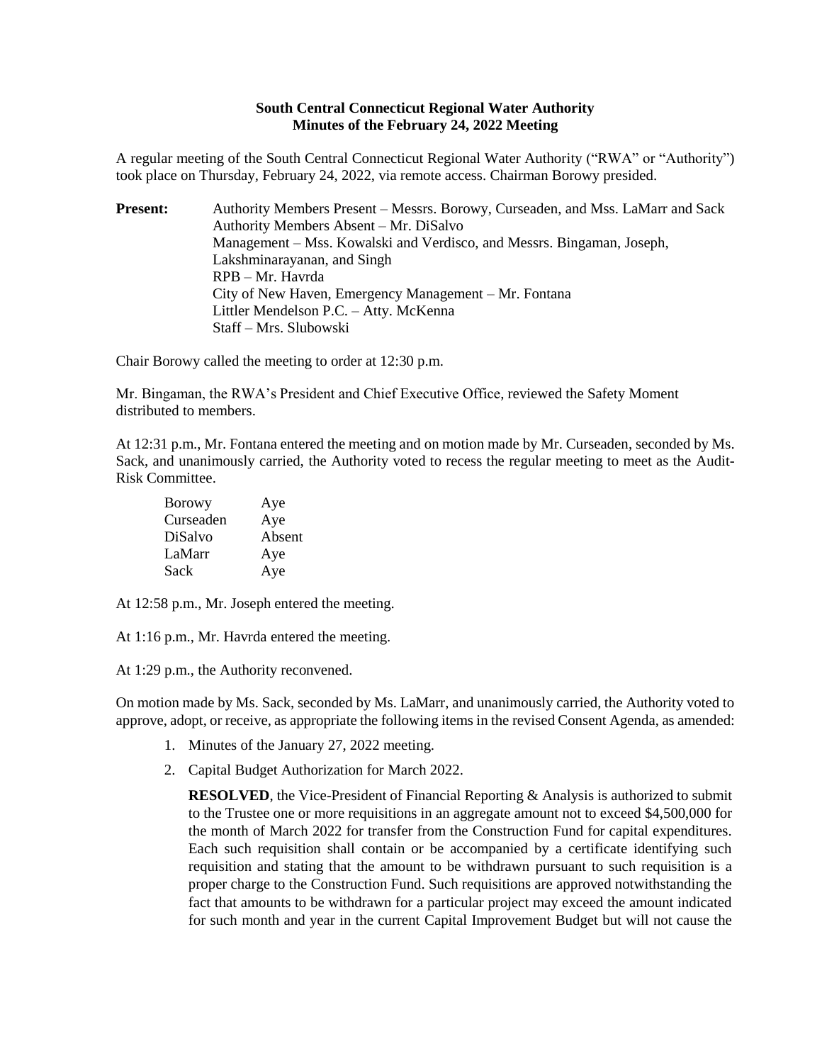**South Central Connecticut Regional Water Authority**
**Minutes of the February 24, 2022 Meeting**

A regular meeting of the South Central Connecticut Regional Water Authority ("RWA" or "Authority") took place on Thursday, February 24, 2022, via remote access. Chairman Borowy presided.

**Present:** Authority Members Present – Messrs. Borowy, Curseaden, and Mss. LaMarr and Sack
Authority Members Absent – Mr. DiSalvo
Management – Mss. Kowalski and Verdisco, and Messrs. Bingaman, Joseph, Lakshminarayanan, and Singh
RPB – Mr. Havrda
City of New Haven, Emergency Management – Mr. Fontana
Littler Mendelson P.C. – Atty. McKenna
Staff – Mrs. Slubowski

Chair Borowy called the meeting to order at 12:30 p.m.

Mr. Bingaman, the RWA's President and Chief Executive Office, reviewed the Safety Moment distributed to members.

At 12:31 p.m., Mr. Fontana entered the meeting and on motion made by Mr. Curseaden, seconded by Ms. Sack, and unanimously carried, the Authority voted to recess the regular meeting to meet as the Audit-Risk Committee.

| | |
|---|---|
| Borowy | Aye |
| Curseaden | Aye |
| DiSalvo | Absent |
| LaMarr | Aye |
| Sack | Aye |

At 12:58 p.m., Mr. Joseph entered the meeting.

At 1:16 p.m., Mr. Havrda entered the meeting.

At 1:29 p.m., the Authority reconvened.

On motion made by Ms. Sack, seconded by Ms. LaMarr, and unanimously carried, the Authority voted to approve, adopt, or receive, as appropriate the following items in the revised Consent Agenda, as amended:

1. Minutes of the January 27, 2022 meeting.
2. Capital Budget Authorization for March 2022.

   **RESOLVED**, the Vice-President of Financial Reporting & Analysis is authorized to submit to the Trustee one or more requisitions in an aggregate amount not to exceed $4,500,000 for the month of March 2022 for transfer from the Construction Fund for capital expenditures. Each such requisition shall contain or be accompanied by a certificate identifying such requisition and stating that the amount to be withdrawn pursuant to such requisition is a proper charge to the Construction Fund. Such requisitions are approved notwithstanding the fact that amounts to be withdrawn for a particular project may exceed the amount indicated for such month and year in the current Capital Improvement Budget but will not cause the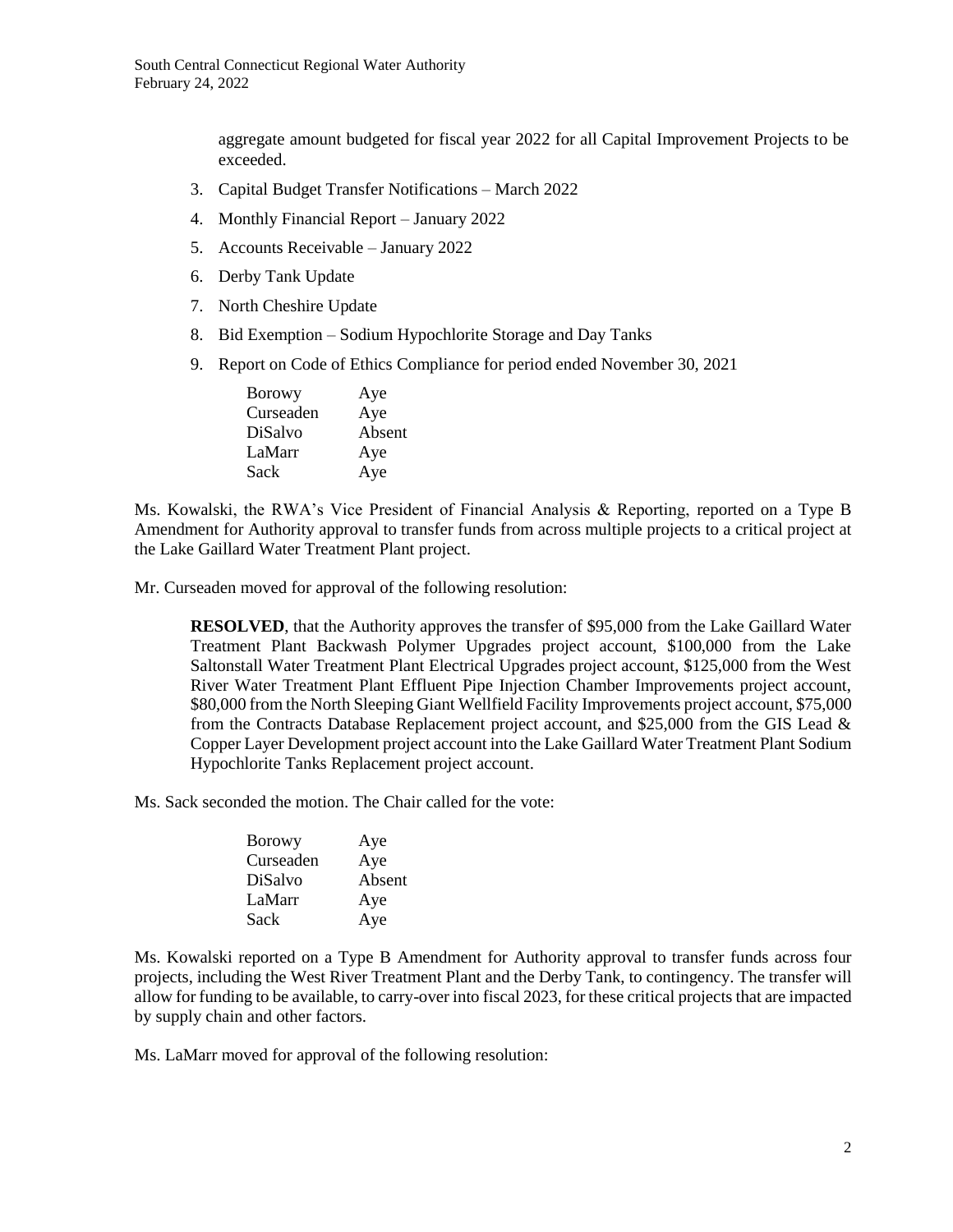aggregate amount budgeted for fiscal year 2022 for all Capital Improvement Projects to be exceeded.

3. Capital Budget Transfer Notifications – March 2022
4. Monthly Financial Report – January 2022
5. Accounts Receivable – January 2022
6. Derby Tank Update
7. North Cheshire Update
8. Bid Exemption – Sodium Hypochlorite Storage and Day Tanks
9. Report on Code of Ethics Compliance for period ended November 30, 2021

| | |
|---|---|
| Borowy | Aye |
| Curseaden | Aye |
| DiSalvo | Absent |
| LaMarr | Aye |
| Sack | Aye |

Ms. Kowalski, the RWA's Vice President of Financial Analysis & Reporting, reported on a Type B Amendment for Authority approval to transfer funds from across multiple projects to a critical project at the Lake Gaillard Water Treatment Plant project.

Mr. Curseaden moved for approval of the following resolution:

> **RESOLVED**, that the Authority approves the transfer of $95,000 from the Lake Gaillard Water Treatment Plant Backwash Polymer Upgrades project account, $100,000 from the Lake Saltonstall Water Treatment Plant Electrical Upgrades project account, $125,000 from the West River Water Treatment Plant Effluent Pipe Injection Chamber Improvements project account, $80,000 from the North Sleeping Giant Wellfield Facility Improvements project account, $75,000 from the Contracts Database Replacement project account, and $25,000 from the GIS Lead & Copper Layer Development project account into the Lake Gaillard Water Treatment Plant Sodium Hypochlorite Tanks Replacement project account.

Ms. Sack seconded the motion. The Chair called for the vote:

| | |
|---|---|
| Borowy | Aye |
| Curseaden | Aye |
| DiSalvo | Absent |
| LaMarr | Aye |
| Sack | Aye |

Ms. Kowalski reported on a Type B Amendment for Authority approval to transfer funds across four projects, including the West River Treatment Plant and the Derby Tank, to contingency. The transfer will allow for funding to be available, to carry-over into fiscal 2023, for these critical projects that are impacted by supply chain and other factors.

Ms. LaMarr moved for approval of the following resolution: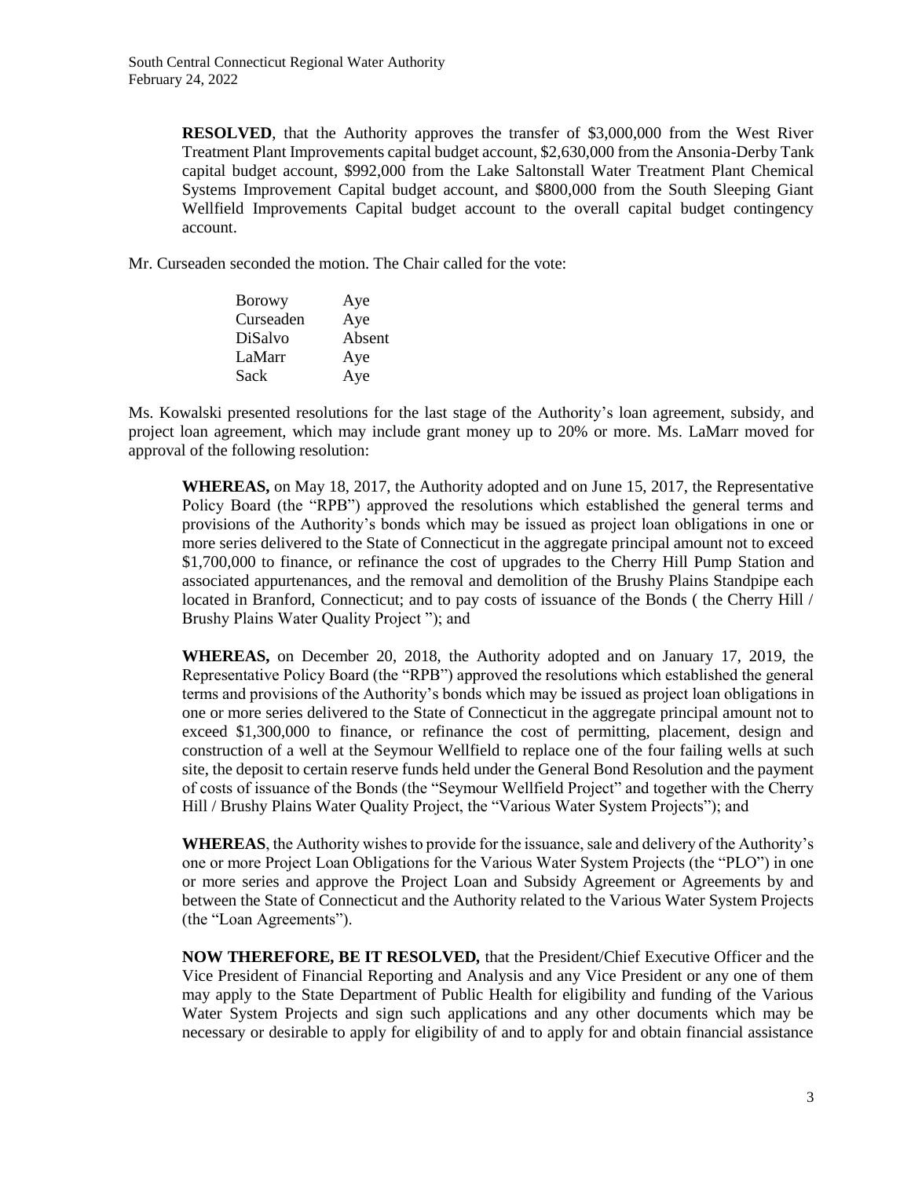**RESOLVED**, that the Authority approves the transfer of $3,000,000 from the West River Treatment Plant Improvements capital budget account, $2,630,000 from the Ansonia-Derby Tank capital budget account, $992,000 from the Lake Saltonstall Water Treatment Plant Chemical Systems Improvement Capital budget account, and $800,000 from the South Sleeping Giant Wellfield Improvements Capital budget account to the overall capital budget contingency account.

Mr. Curseaden seconded the motion. The Chair called for the vote:

| | |
|---|---|
| Borowy | Aye |
| Curseaden | Aye |
| DiSalvo | Absent |
| LaMarr | Aye |
| Sack | Aye |

Ms. Kowalski presented resolutions for the last stage of the Authority's loan agreement, subsidy, and project loan agreement, which may include grant money up to 20% or more. Ms. LaMarr moved for approval of the following resolution:

**WHEREAS,** on May 18, 2017, the Authority adopted and on June 15, 2017, the Representative Policy Board (the "RPB") approved the resolutions which established the general terms and provisions of the Authority's bonds which may be issued as project loan obligations in one or more series delivered to the State of Connecticut in the aggregate principal amount not to exceed $1,700,000 to finance, or refinance the cost of upgrades to the Cherry Hill Pump Station and associated appurtenances, and the removal and demolition of the Brushy Plains Standpipe each located in Branford, Connecticut; and to pay costs of issuance of the Bonds ( the Cherry Hill / Brushy Plains Water Quality Project "); and

**WHEREAS,** on December 20, 2018, the Authority adopted and on January 17, 2019, the Representative Policy Board (the "RPB") approved the resolutions which established the general terms and provisions of the Authority's bonds which may be issued as project loan obligations in one or more series delivered to the State of Connecticut in the aggregate principal amount not to exceed $1,300,000 to finance, or refinance the cost of permitting, placement, design and construction of a well at the Seymour Wellfield to replace one of the four failing wells at such site, the deposit to certain reserve funds held under the General Bond Resolution and the payment of costs of issuance of the Bonds (the "Seymour Wellfield Project" and together with the Cherry Hill / Brushy Plains Water Quality Project, the "Various Water System Projects"); and

**WHEREAS**, the Authority wishes to provide for the issuance, sale and delivery of the Authority's one or more Project Loan Obligations for the Various Water System Projects (the "PLO") in one or more series and approve the Project Loan and Subsidy Agreement or Agreements by and between the State of Connecticut and the Authority related to the Various Water System Projects (the "Loan Agreements").

**NOW THEREFORE, BE IT RESOLVED,** that the President/Chief Executive Officer and the Vice President of Financial Reporting and Analysis and any Vice President or any one of them may apply to the State Department of Public Health for eligibility and funding of the Various Water System Projects and sign such applications and any other documents which may be necessary or desirable to apply for eligibility of and to apply for and obtain financial assistance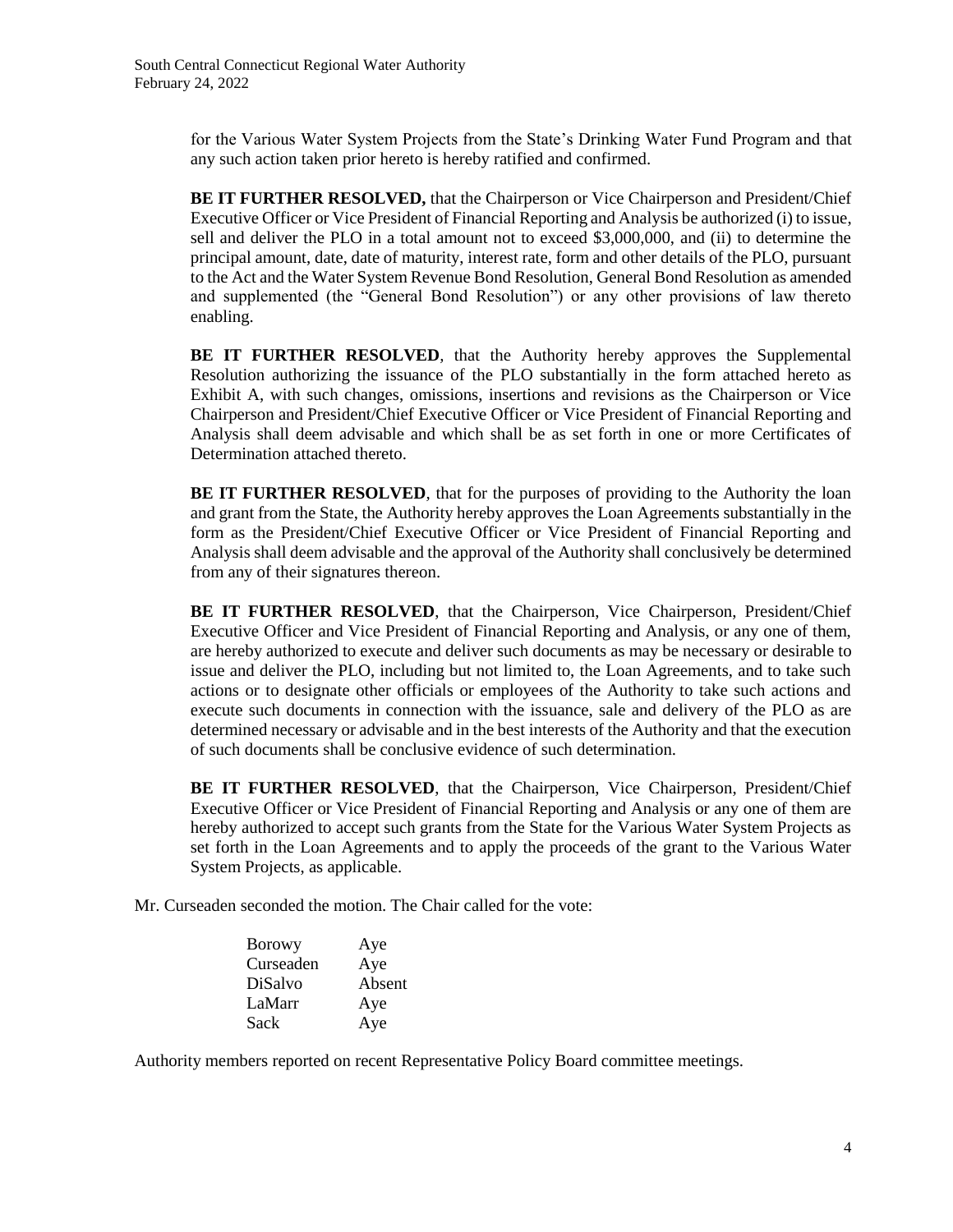for the Various Water System Projects from the State's Drinking Water Fund Program and that any such action taken prior hereto is hereby ratified and confirmed.

**BE IT FURTHER RESOLVED,** that the Chairperson or Vice Chairperson and President/Chief Executive Officer or Vice President of Financial Reporting and Analysis be authorized (i) to issue, sell and deliver the PLO in a total amount not to exceed $3,000,000, and (ii) to determine the principal amount, date, date of maturity, interest rate, form and other details of the PLO, pursuant to the Act and the Water System Revenue Bond Resolution, General Bond Resolution as amended and supplemented (the "General Bond Resolution") or any other provisions of law thereto enabling.

**BE IT FURTHER RESOLVED**, that the Authority hereby approves the Supplemental Resolution authorizing the issuance of the PLO substantially in the form attached hereto as Exhibit A, with such changes, omissions, insertions and revisions as the Chairperson or Vice Chairperson and President/Chief Executive Officer or Vice President of Financial Reporting and Analysis shall deem advisable and which shall be as set forth in one or more Certificates of Determination attached thereto.

**BE IT FURTHER RESOLVED**, that for the purposes of providing to the Authority the loan and grant from the State, the Authority hereby approves the Loan Agreements substantially in the form as the President/Chief Executive Officer or Vice President of Financial Reporting and Analysis shall deem advisable and the approval of the Authority shall conclusively be determined from any of their signatures thereon.

**BE IT FURTHER RESOLVED**, that the Chairperson, Vice Chairperson, President/Chief Executive Officer and Vice President of Financial Reporting and Analysis, or any one of them, are hereby authorized to execute and deliver such documents as may be necessary or desirable to issue and deliver the PLO, including but not limited to, the Loan Agreements, and to take such actions or to designate other officials or employees of the Authority to take such actions and execute such documents in connection with the issuance, sale and delivery of the PLO as are determined necessary or advisable and in the best interests of the Authority and that the execution of such documents shall be conclusive evidence of such determination.

**BE IT FURTHER RESOLVED**, that the Chairperson, Vice Chairperson, President/Chief Executive Officer or Vice President of Financial Reporting and Analysis or any one of them are hereby authorized to accept such grants from the State for the Various Water System Projects as set forth in the Loan Agreements and to apply the proceeds of the grant to the Various Water System Projects, as applicable.

Mr. Curseaden seconded the motion. The Chair called for the vote:

| | |
|---|---|
| Borowy | Aye |
| Curseaden | Aye |
| DiSalvo | Absent |
| LaMarr | Aye |
| Sack | Aye |

Authority members reported on recent Representative Policy Board committee meetings.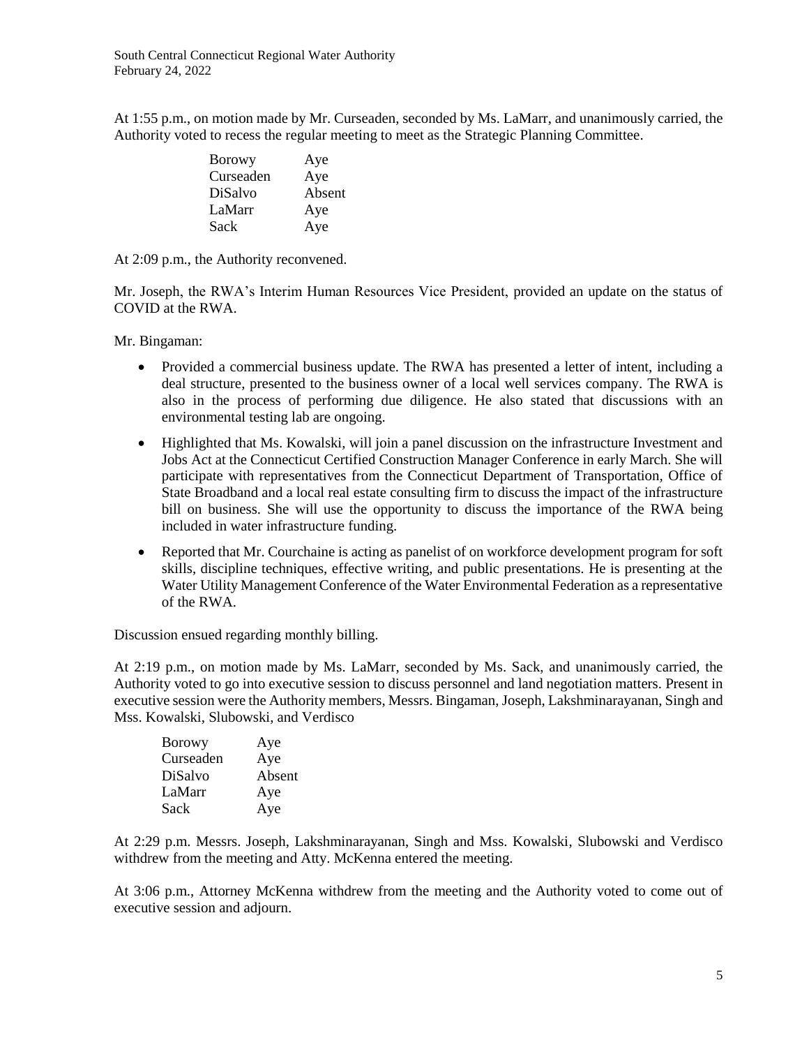At 1:55 p.m., on motion made by Mr. Curseaden, seconded by Ms. LaMarr, and unanimously carried, the Authority voted to recess the regular meeting to meet as the Strategic Planning Committee.

| | |
|---|---|
| Borowy | Aye |
| Curseaden | Aye |
| DiSalvo | Absent |
| LaMarr | Aye |
| Sack | Aye |

At 2:09 p.m., the Authority reconvened.

Mr. Joseph, the RWA's Interim Human Resources Vice President, provided an update on the status of COVID at the RWA.

Mr. Bingaman:

- Provided a commercial business update. The RWA has presented a letter of intent, including a deal structure, presented to the business owner of a local well services company. The RWA is also in the process of performing due diligence. He also stated that discussions with an environmental testing lab are ongoing.
- Highlighted that Ms. Kowalski, will join a panel discussion on the infrastructure Investment and Jobs Act at the Connecticut Certified Construction Manager Conference in early March. She will participate with representatives from the Connecticut Department of Transportation, Office of State Broadband and a local real estate consulting firm to discuss the impact of the infrastructure bill on business. She will use the opportunity to discuss the importance of the RWA being included in water infrastructure funding.
- Reported that Mr. Courchaine is acting as panelist of on workforce development program for soft skills, discipline techniques, effective writing, and public presentations. He is presenting at the Water Utility Management Conference of the Water Environmental Federation as a representative of the RWA.

Discussion ensued regarding monthly billing.

At 2:19 p.m., on motion made by Ms. LaMarr, seconded by Ms. Sack, and unanimously carried, the Authority voted to go into executive session to discuss personnel and land negotiation matters. Present in executive session were the Authority members, Messrs. Bingaman, Joseph, Lakshminarayanan, Singh and Mss. Kowalski, Slubowski, and Verdisco

| | |
|---|---|
| Borowy | Aye |
| Curseaden | Aye |
| DiSalvo | Absent |
| LaMarr | Aye |
| Sack | Aye |

At 2:29 p.m. Messrs. Joseph, Lakshminarayanan, Singh and Mss. Kowalski, Slubowski and Verdisco withdrew from the meeting and Atty. McKenna entered the meeting.

At 3:06 p.m., Attorney McKenna withdrew from the meeting and the Authority voted to come out of executive session and adjourn.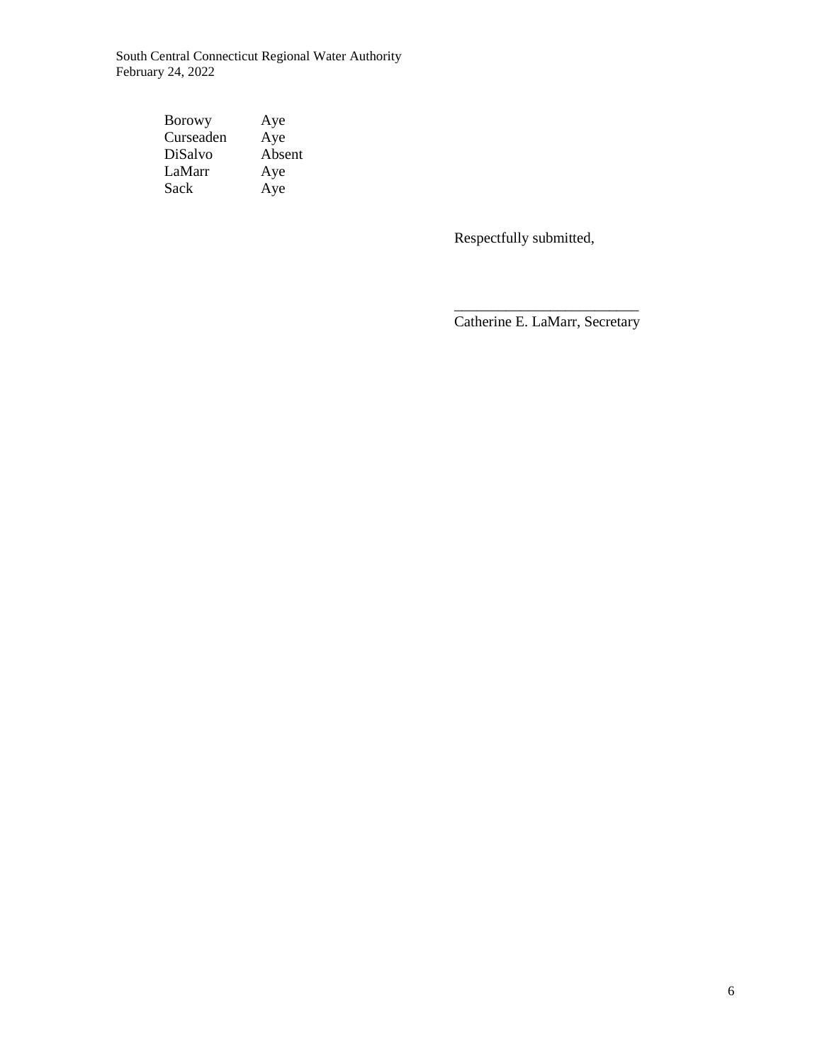| | |
|---|---|
| Borowy | Aye |
| Curseaden | Aye |
| DiSalvo | Absent |
| LaMarr | Aye |
| Sack | Aye |

Respectfully submitted,

_________________________
Catherine E. LaMarr, Secretary